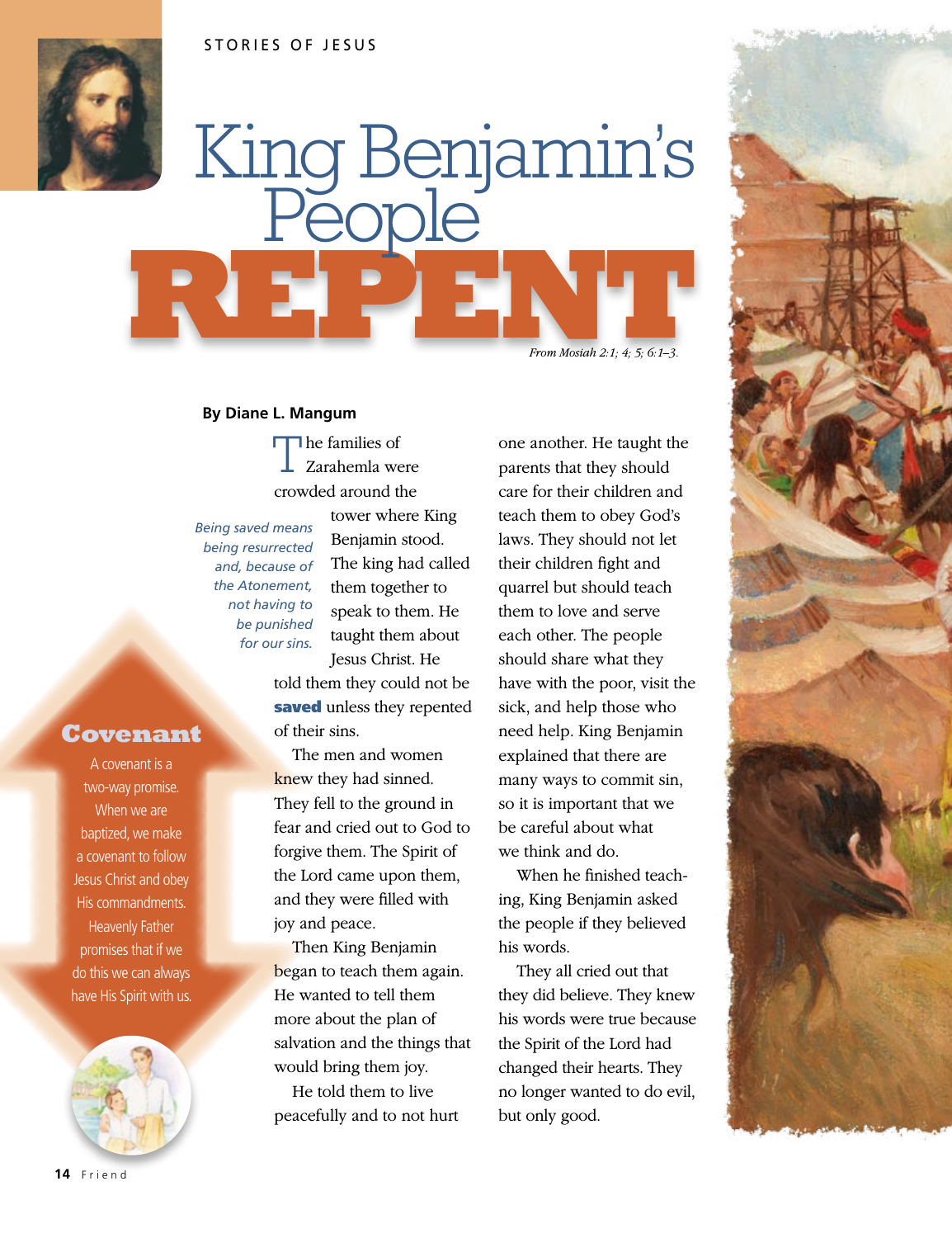STORIES OF JESUS

# King Benjamin's People REPENT

*From Mosiah 2:1; 4; 5; 6:1–3.*

**By Diane L. Mangum**

The families of Zarahemla were crowded around the tower where King Benjamin stood. The king had called them together to speak to them. He taught them about Jesus Christ. He told them they could not be **saved** unless they repented of their sins.

*Being saved means being resurrected and, because of the Atonement, not having to be punished for our sins.*

The men and women knew they had sinned. They fell to the ground in fear and cried out to God to forgive them. The Spirit of the Lord came upon them, and they were filled with joy and peace.

Then King Benjamin began to teach them again. He wanted to tell them more about the plan of salvation and the things that would bring them joy.

He told them to live peacefully and to not hurt one another. He taught the parents that they should care for their children and teach them to obey God's laws. They should not let their children fight and quarrel but should teach them to love and serve each other. The people should share what they have with the poor, visit the sick, and help those who need help. King Benjamin explained that there are many ways to commit sin, so it is important that we be careful about what we think and do.

When he finished teaching, King Benjamin asked the people if they believed his words.

They all cried out that they did believe. They knew his words were true because the Spirit of the Lord had changed their hearts. They no longer wanted to do evil, but only good.

## Covenant

A covenant is a two-way promise. When we are baptized, we make a covenant to follow Jesus Christ and obey His commandments. Heavenly Father promises that if we do this we can always have His Spirit with us.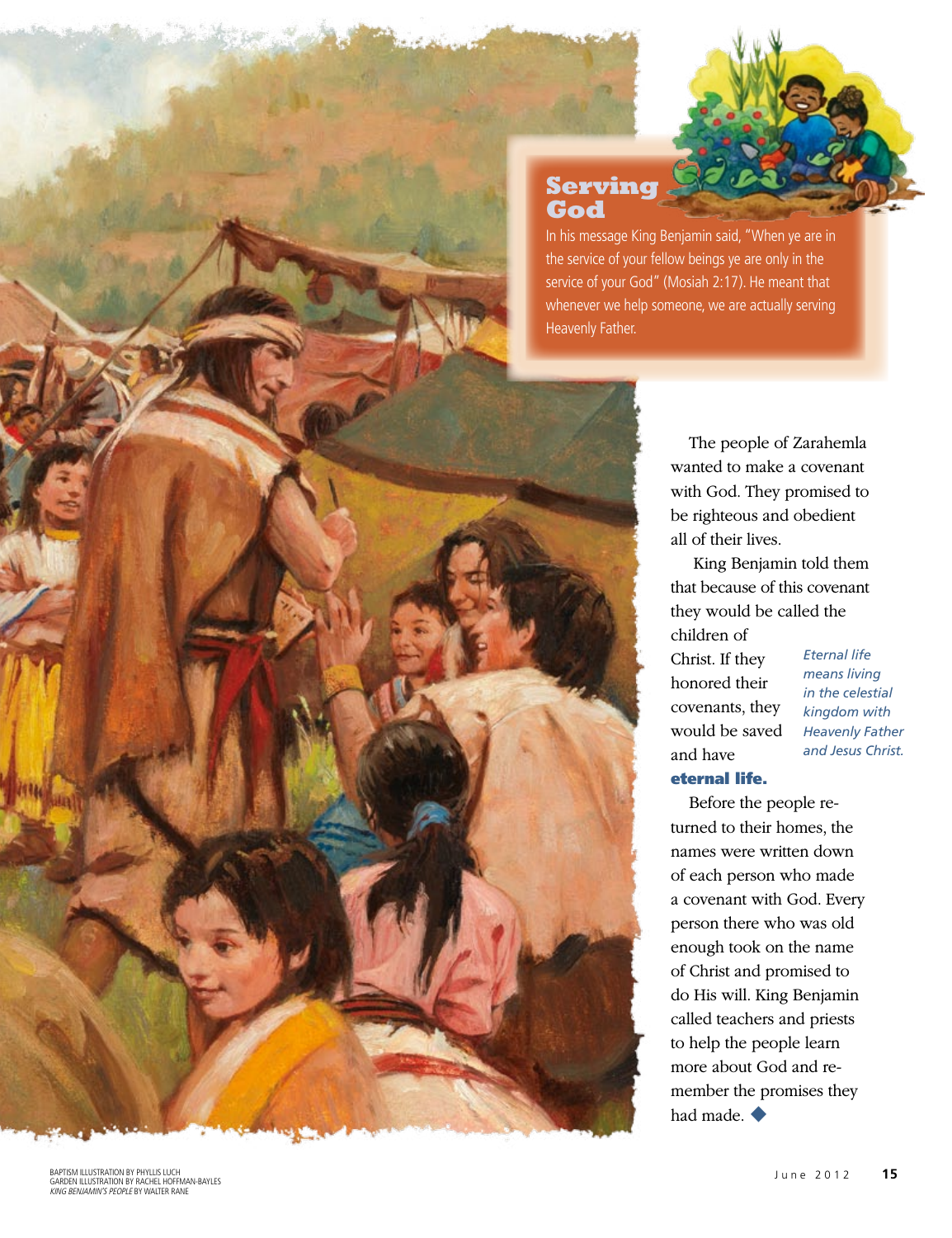## Serving God

In his message King Benjamin said, "When ye are in the service of your fellow beings ye are only in the service of your God" (Mosiah 2:17). He meant that whenever we help someone, we are actually serving Heavenly Father.

The people of Zarahemla wanted to make a covenant with God. They promised to be righteous and obedient all of their lives.

King Benjamin told them that because of this covenant they would be called the children of Christ. If they honored their covenants, they would be saved and have **eternal life.**

*Eternal life means living in the celestial kingdom with Heavenly Father and Jesus Christ.*

Before the people returned to their homes, the names were written down of each person who made a covenant with God. Every person there who was old enough took on the name of Christ and promised to do His will. King Benjamin called teachers and priests to help the people learn more about God and remember the promises they had made. ◆

BAPTISM ILLUSTRATION BY PHYLLIS LUCH
GARDEN ILLUSTRATION BY RACHEL HOFFMAN-BAYLES
*KING BENJAMIN'S PEOPLE* BY WALTER RANE